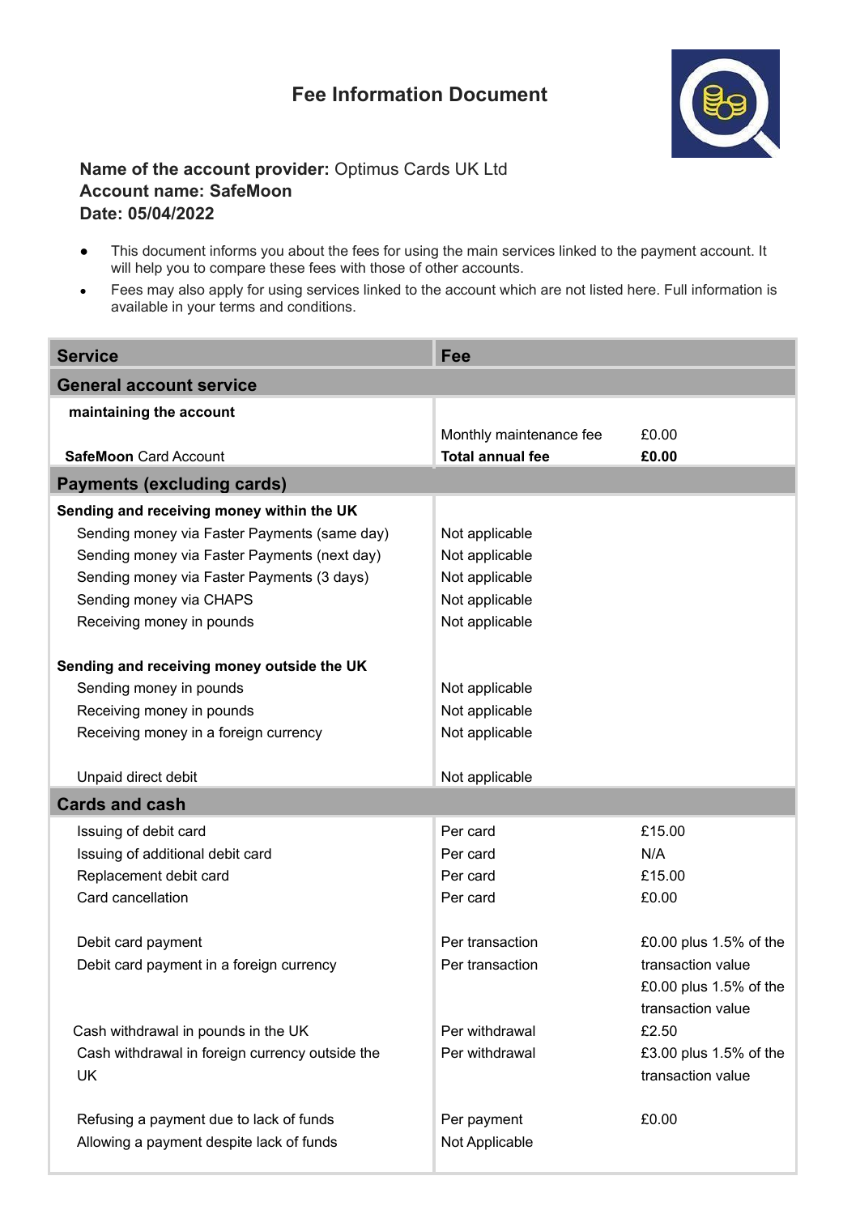# Fee Information Document

**Name of the account provider:** Optimus Cards UK Ltd
**Account name: SafeMoon**
**Date: 05/04/2022**

- This document informs you about the fees for using the main services linked to the payment account. It will help you to compare these fees with those of other accounts.
- Fees may also apply for using services linked to the account which are not listed here. Full information is available in your terms and conditions.

| Service | Fee | |
|---|---|---|
| **General account service** | | |
| **maintaining the account** | | |
| | Monthly maintenance fee | £0.00 |
| **SafeMoon** Card Account | **Total annual fee** | **£0.00** |
| **Payments (excluding cards)** | | |
| **Sending and receiving money within the UK** | | |
| Sending money via Faster Payments (same day) | Not applicable | |
| Sending money via Faster Payments (next day) | Not applicable | |
| Sending money via Faster Payments (3 days) | Not applicable | |
| Sending money via CHAPS | Not applicable | |
| Receiving money in pounds | Not applicable | |
| **Sending and receiving money outside the UK** | | |
| Sending money in pounds | Not applicable | |
| Receiving money in pounds | Not applicable | |
| Receiving money in a foreign currency | Not applicable | |
| Unpaid direct debit | Not applicable | |
| **Cards and cash** | | |
| Issuing of debit card | Per card | £15.00 |
| Issuing of additional debit card | Per card | N/A |
| Replacement debit card | Per card | £15.00 |
| Card cancellation | Per card | £0.00 |
| Debit card payment | Per transaction | £0.00 plus 1.5% of the transaction value |
| Debit card payment in a foreign currency | Per transaction | £0.00 plus 1.5% of the transaction value |
| Cash withdrawal in pounds in the UK | Per withdrawal | £2.50 |
| Cash withdrawal in foreign currency outside the UK | Per withdrawal | £3.00 plus 1.5% of the transaction value |
| Refusing a payment due to lack of funds | Per payment | £0.00 |
| Allowing a payment despite lack of funds | Not Applicable | |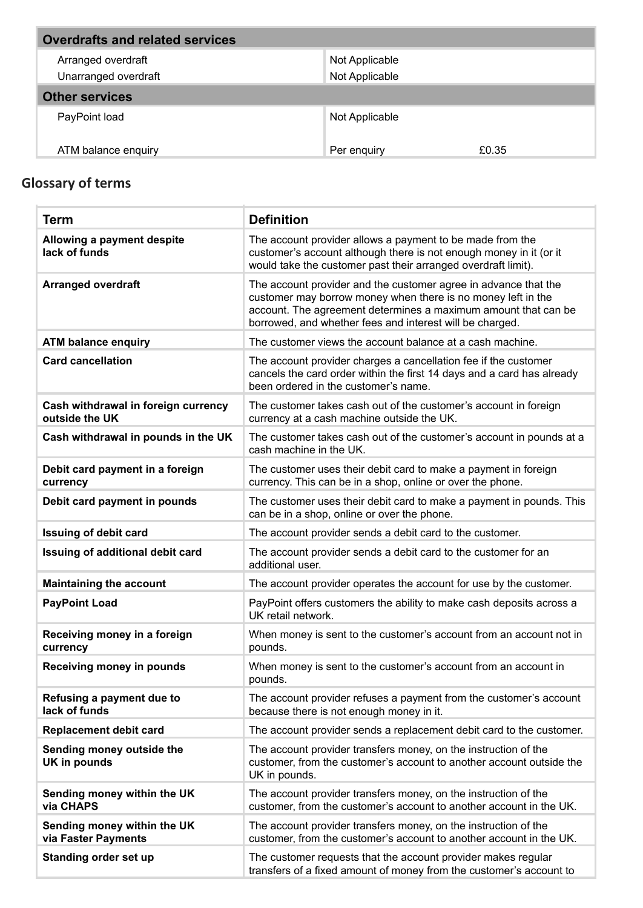| Overdrafts and related services | | |
|---|---|---|
| Arranged overdraft | Not Applicable | |
| Unarranged overdraft | Not Applicable | |
| **Other services** | | |
| PayPoint load | Not Applicable | |
| ATM balance enquiry | Per enquiry | £0.35 |

## Glossary of terms

| Term | Definition |
|---|---|
| **Allowing a payment despite lack of funds** | The account provider allows a payment to be made from the customer's account although there is not enough money in it (or it would take the customer past their arranged overdraft limit). |
| **Arranged overdraft** | The account provider and the customer agree in advance that the customer may borrow money when there is no money left in the account. The agreement determines a maximum amount that can be borrowed, and whether fees and interest will be charged. |
| **ATM balance enquiry** | The customer views the account balance at a cash machine. |
| **Card cancellation** | The account provider charges a cancellation fee if the customer cancels the card order within the first 14 days and a card has already been ordered in the customer's name. |
| **Cash withdrawal in foreign currency outside the UK** | The customer takes cash out of the customer's account in foreign currency at a cash machine outside the UK. |
| **Cash withdrawal in pounds in the UK** | The customer takes cash out of the customer's account in pounds at a cash machine in the UK. |
| **Debit card payment in a foreign currency** | The customer uses their debit card to make a payment in foreign currency. This can be in a shop, online or over the phone. |
| **Debit card payment in pounds** | The customer uses their debit card to make a payment in pounds. This can be in a shop, online or over the phone. |
| **Issuing of debit card** | The account provider sends a debit card to the customer. |
| **Issuing of additional debit card** | The account provider sends a debit card to the customer for an additional user. |
| **Maintaining the account** | The account provider operates the account for use by the customer. |
| **PayPoint Load** | PayPoint offers customers the ability to make cash deposits across a UK retail network. |
| **Receiving money in a foreign currency** | When money is sent to the customer's account from an account not in pounds. |
| **Receiving money in pounds** | When money is sent to the customer's account from an account in pounds. |
| **Refusing a payment due to lack of funds** | The account provider refuses a payment from the customer's account because there is not enough money in it. |
| **Replacement debit card** | The account provider sends a replacement debit card to the customer. |
| **Sending money outside the UK in pounds** | The account provider transfers money, on the instruction of the customer, from the customer's account to another account outside the UK in pounds. |
| **Sending money within the UK via CHAPS** | The account provider transfers money, on the instruction of the customer, from the customer's account to another account in the UK. |
| **Sending money within the UK via Faster Payments** | The account provider transfers money, on the instruction of the customer, from the customer's account to another account in the UK. |
| **Standing order set up** | The customer requests that the account provider makes regular transfers of a fixed amount of money from the customer's account to |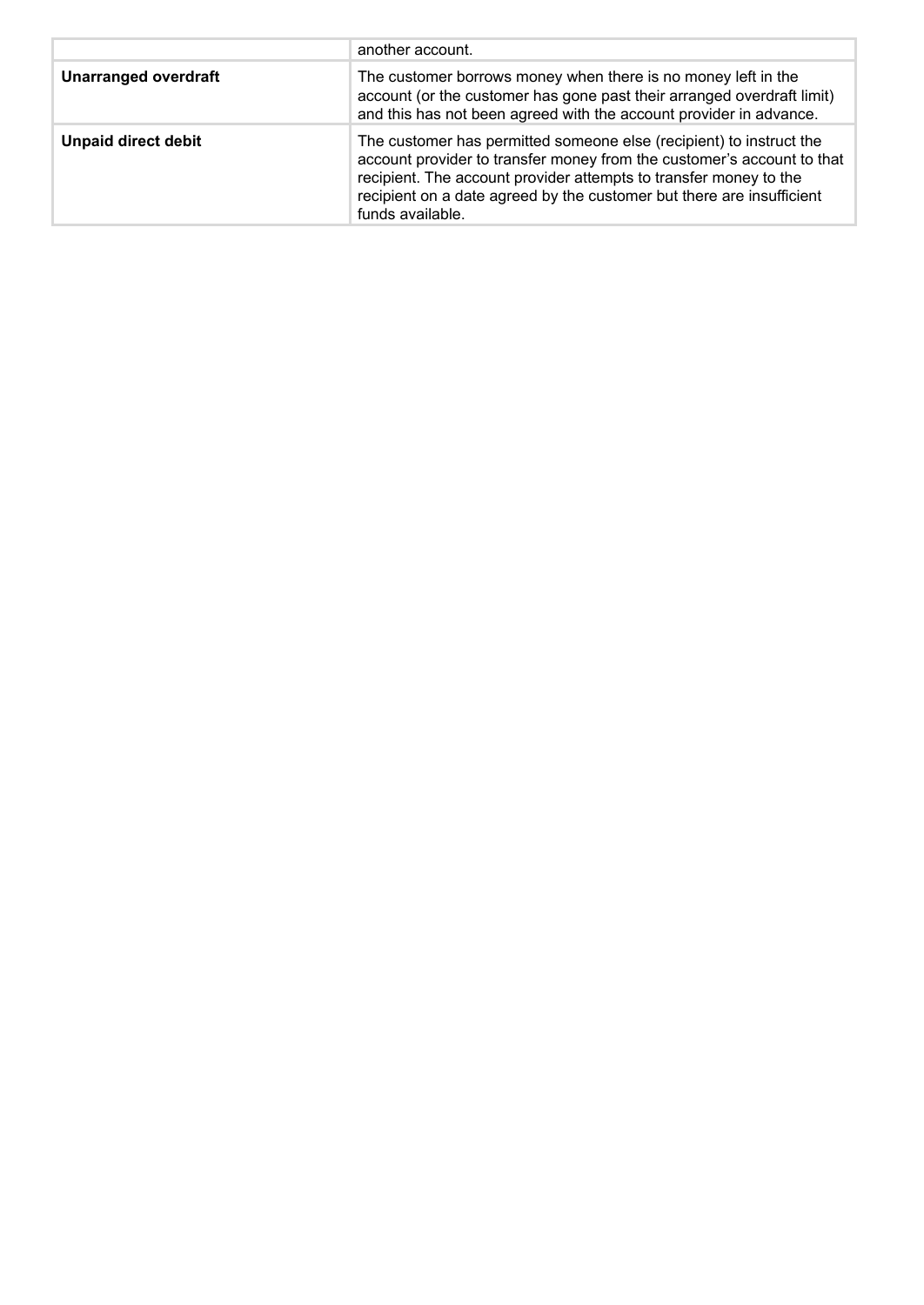| | |
|---|---|
| | another account. |
| **Unarranged overdraft** | The customer borrows money when there is no money left in the account (or the customer has gone past their arranged overdraft limit) and this has not been agreed with the account provider in advance. |
| **Unpaid direct debit** | The customer has permitted someone else (recipient) to instruct the account provider to transfer money from the customer's account to that recipient. The account provider attempts to transfer money to the recipient on a date agreed by the customer but there are insufficient funds available. |